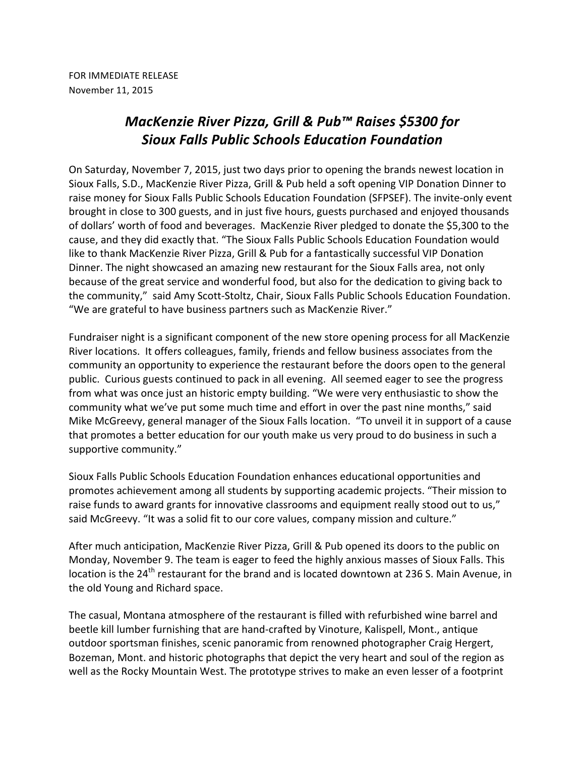FOR IMMEDIATE RELEASE
November 11, 2015

# *MacKenzie River Pizza, Grill & Pub™ Raises $5300 for Sioux Falls Public Schools Education Foundation*

On Saturday, November 7, 2015, just two days prior to opening the brands newest location in Sioux Falls, S.D., MacKenzie River Pizza, Grill & Pub held a soft opening VIP Donation Dinner to raise money for Sioux Falls Public Schools Education Foundation (SFPSEF). The invite-only event brought in close to 300 guests, and in just five hours, guests purchased and enjoyed thousands of dollars' worth of food and beverages. MacKenzie River pledged to donate the $5,300 to the cause, and they did exactly that. "The Sioux Falls Public Schools Education Foundation would like to thank MacKenzie River Pizza, Grill & Pub for a fantastically successful VIP Donation Dinner. The night showcased an amazing new restaurant for the Sioux Falls area, not only because of the great service and wonderful food, but also for the dedication to giving back to the community," said Amy Scott-Stoltz, Chair, Sioux Falls Public Schools Education Foundation. "We are grateful to have business partners such as MacKenzie River."

Fundraiser night is a significant component of the new store opening process for all MacKenzie River locations. It offers colleagues, family, friends and fellow business associates from the community an opportunity to experience the restaurant before the doors open to the general public. Curious guests continued to pack in all evening. All seemed eager to see the progress from what was once just an historic empty building. "We were very enthusiastic to show the community what we've put some much time and effort in over the past nine months," said Mike McGreevy, general manager of the Sioux Falls location. "To unveil it in support of a cause that promotes a better education for our youth make us very proud to do business in such a supportive community."

Sioux Falls Public Schools Education Foundation enhances educational opportunities and promotes achievement among all students by supporting academic projects. "Their mission to raise funds to award grants for innovative classrooms and equipment really stood out to us," said McGreevy. "It was a solid fit to our core values, company mission and culture."

After much anticipation, MacKenzie River Pizza, Grill & Pub opened its doors to the public on Monday, November 9. The team is eager to feed the highly anxious masses of Sioux Falls. This location is the 24th restaurant for the brand and is located downtown at 236 S. Main Avenue, in the old Young and Richard space.

The casual, Montana atmosphere of the restaurant is filled with refurbished wine barrel and beetle kill lumber furnishing that are hand-crafted by Vinoture, Kalispell, Mont., antique outdoor sportsman finishes, scenic panoramic from renowned photographer Craig Hergert, Bozeman, Mont. and historic photographs that depict the very heart and soul of the region as well as the Rocky Mountain West. The prototype strives to make an even lesser of a footprint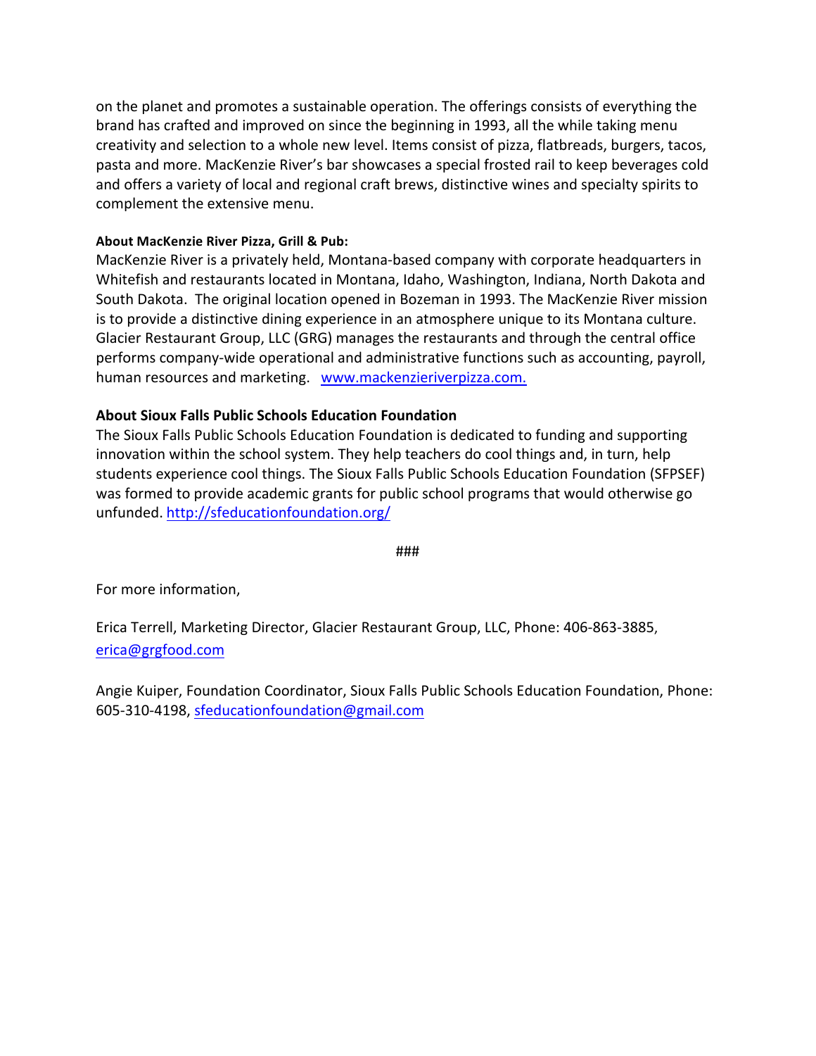on the planet and promotes a sustainable operation. The offerings consists of everything the brand has crafted and improved on since the beginning in 1993, all the while taking menu creativity and selection to a whole new level. Items consist of pizza, flatbreads, burgers, tacos, pasta and more. MacKenzie River's bar showcases a special frosted rail to keep beverages cold and offers a variety of local and regional craft brews, distinctive wines and specialty spirits to complement the extensive menu.

**About MacKenzie River Pizza, Grill & Pub:**

MacKenzie River is a privately held, Montana-based company with corporate headquarters in Whitefish and restaurants located in Montana, Idaho, Washington, Indiana, North Dakota and South Dakota. The original location opened in Bozeman in 1993. The MacKenzie River mission is to provide a distinctive dining experience in an atmosphere unique to its Montana culture. Glacier Restaurant Group, LLC (GRG) manages the restaurants and through the central office performs company-wide operational and administrative functions such as accounting, payroll, human resources and marketing. www.mackenzieriverpizza.com.

**About Sioux Falls Public Schools Education Foundation**

The Sioux Falls Public Schools Education Foundation is dedicated to funding and supporting innovation within the school system. They help teachers do cool things and, in turn, help students experience cool things. The Sioux Falls Public Schools Education Foundation (SFPSEF) was formed to provide academic grants for public school programs that would otherwise go unfunded. http://sfeducationfoundation.org/

###

For more information,

Erica Terrell, Marketing Director, Glacier Restaurant Group, LLC, Phone: 406-863-3885, erica@grgfood.com

Angie Kuiper, Foundation Coordinator, Sioux Falls Public Schools Education Foundation, Phone: 605-310-4198, sfeducationfoundation@gmail.com